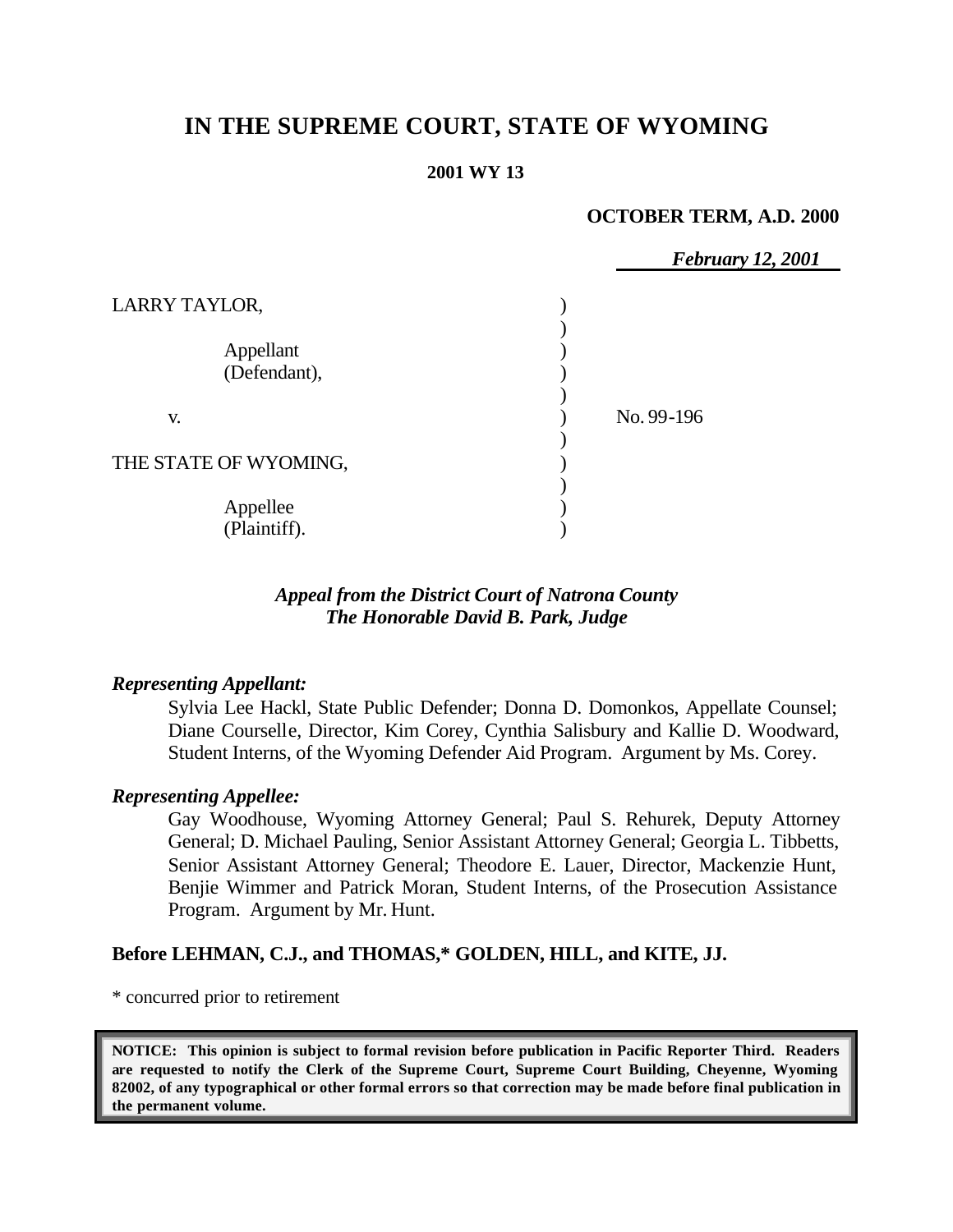# IN THE SUPREME COURT, STATE OF WYOMING

**2001 WY 13**

**OCTOBER TERM, A.D. 2000**

***February 12, 2001***

LARRY TAYLOR,

Appellant
(Defendant),

v.

THE STATE OF WYOMING,

Appellee
(Plaintiff).

No. 99-196

***Appeal from the District Court of Natrona County***
***The Honorable David B. Park, Judge***

***Representing Appellant:***

Sylvia Lee Hackl, State Public Defender; Donna D. Domonkos, Appellate Counsel; Diane Courselle, Director, Kim Corey, Cynthia Salisbury and Kallie D. Woodward, Student Interns, of the Wyoming Defender Aid Program. Argument by Ms. Corey.

***Representing Appellee:***

Gay Woodhouse, Wyoming Attorney General; Paul S. Rehurek, Deputy Attorney General; D. Michael Pauling, Senior Assistant Attorney General; Georgia L. Tibbetts, Senior Assistant Attorney General; Theodore E. Lauer, Director, Mackenzie Hunt, Benjie Wimmer and Patrick Moran, Student Interns, of the Prosecution Assistance Program. Argument by Mr. Hunt.

**Before LEHMAN, C.J., and THOMAS,\* GOLDEN, HILL, and KITE, JJ.**

\* concurred prior to retirement

**NOTICE: This opinion is subject to formal revision before publication in Pacific Reporter Third. Readers are requested to notify the Clerk of the Supreme Court, Supreme Court Building, Cheyenne, Wyoming 82002, of any typographical or other formal errors so that correction may be made before final publication in the permanent volume.**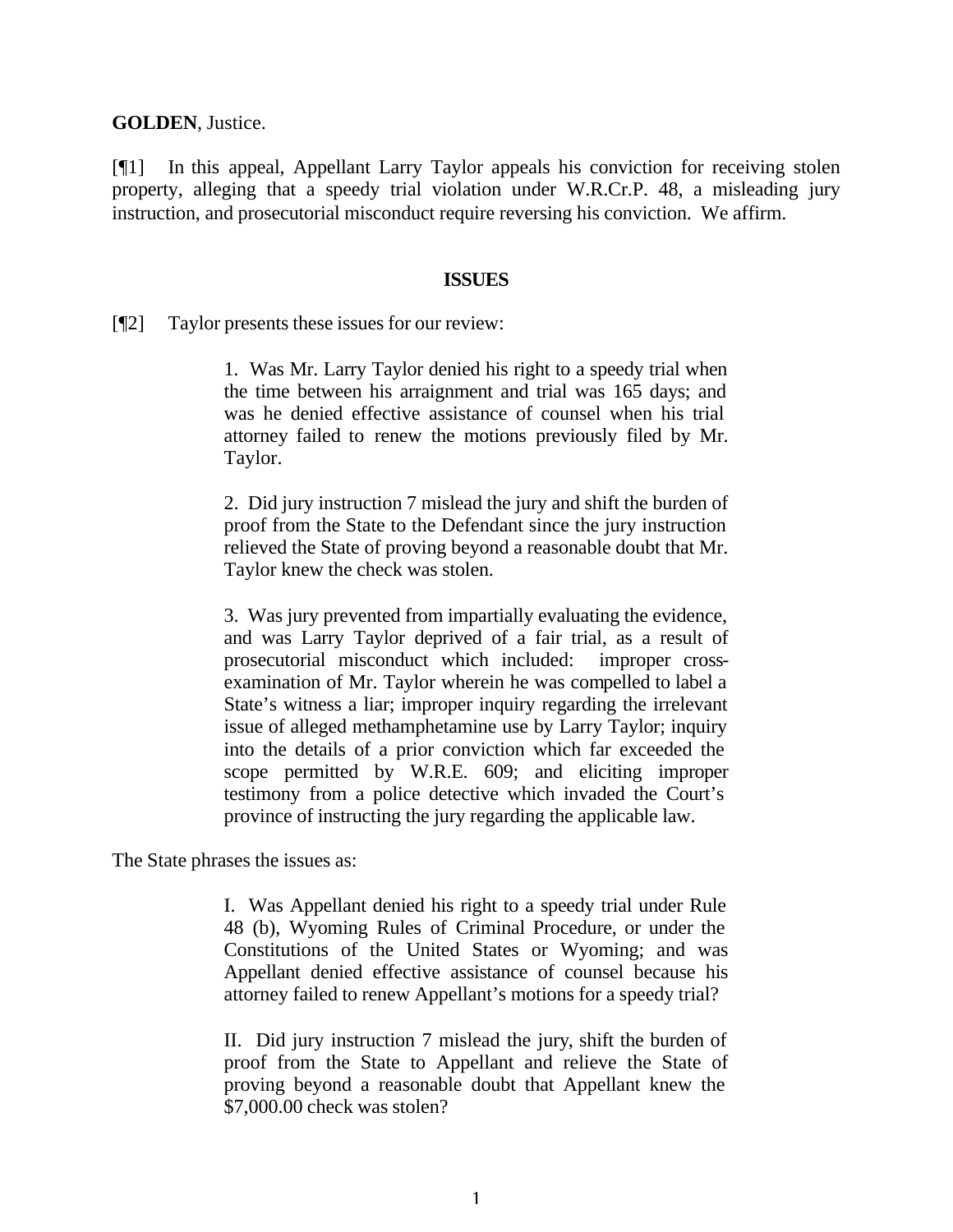**GOLDEN**, Justice.

[¶1] In this appeal, Appellant Larry Taylor appeals his conviction for receiving stolen property, alleging that a speedy trial violation under W.R.Cr.P. 48, a misleading jury instruction, and prosecutorial misconduct require reversing his conviction. We affirm.

## ISSUES

[¶2] Taylor presents these issues for our review:

> 1. Was Mr. Larry Taylor denied his right to a speedy trial when the time between his arraignment and trial was 165 days; and was he denied effective assistance of counsel when his trial attorney failed to renew the motions previously filed by Mr. Taylor.
>
> 2. Did jury instruction 7 mislead the jury and shift the burden of proof from the State to the Defendant since the jury instruction relieved the State of proving beyond a reasonable doubt that Mr. Taylor knew the check was stolen.
>
> 3. Was jury prevented from impartially evaluating the evidence, and was Larry Taylor deprived of a fair trial, as a result of prosecutorial misconduct which included: improper cross-examination of Mr. Taylor wherein he was compelled to label a State's witness a liar; improper inquiry regarding the irrelevant issue of alleged methamphetamine use by Larry Taylor; inquiry into the details of a prior conviction which far exceeded the scope permitted by W.R.E. 609; and eliciting improper testimony from a police detective which invaded the Court's province of instructing the jury regarding the applicable law.

The State phrases the issues as:

> I. Was Appellant denied his right to a speedy trial under Rule 48 (b), Wyoming Rules of Criminal Procedure, or under the Constitutions of the United States or Wyoming; and was Appellant denied effective assistance of counsel because his attorney failed to renew Appellant's motions for a speedy trial?
>
> II. Did jury instruction 7 mislead the jury, shift the burden of proof from the State to Appellant and relieve the State of proving beyond a reasonable doubt that Appellant knew the $7,000.00 check was stolen?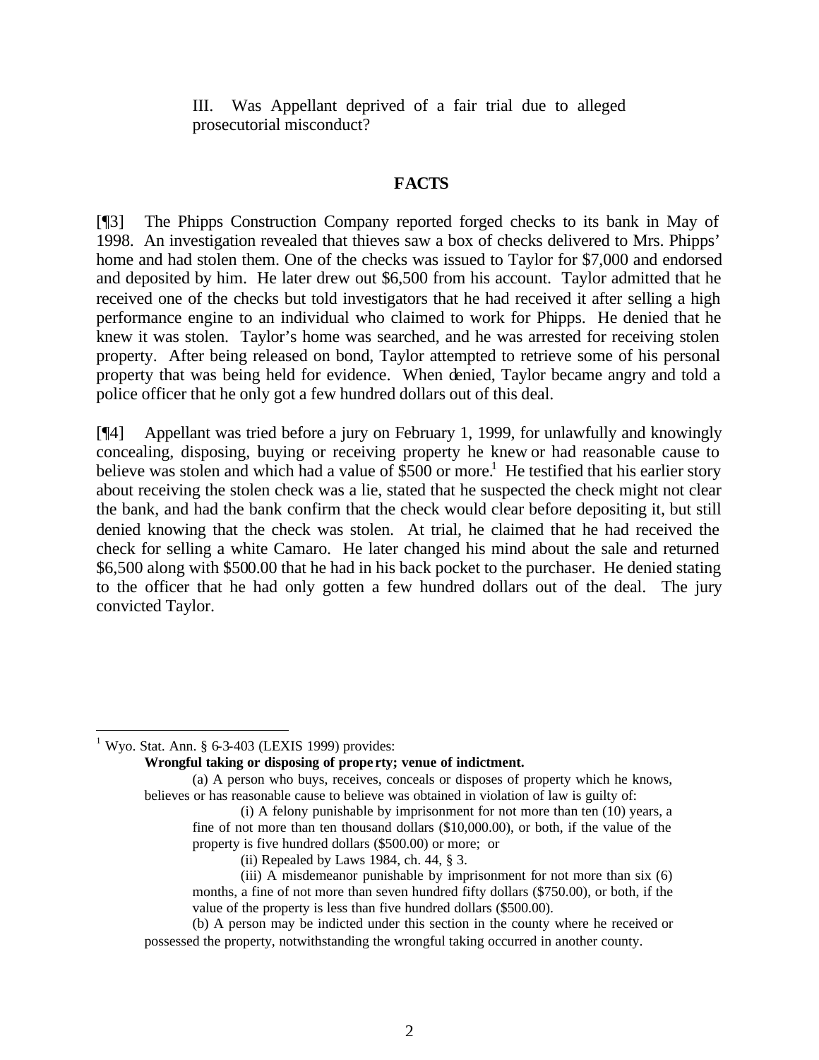III. Was Appellant deprived of a fair trial due to alleged prosecutorial misconduct?

## FACTS

[¶3] The Phipps Construction Company reported forged checks to its bank in May of 1998. An investigation revealed that thieves saw a box of checks delivered to Mrs. Phipps' home and had stolen them. One of the checks was issued to Taylor for $7,000 and endorsed and deposited by him. He later drew out $6,500 from his account. Taylor admitted that he received one of the checks but told investigators that he had received it after selling a high performance engine to an individual who claimed to work for Phipps. He denied that he knew it was stolen. Taylor's home was searched, and he was arrested for receiving stolen property. After being released on bond, Taylor attempted to retrieve some of his personal property that was being held for evidence. When denied, Taylor became angry and told a police officer that he only got a few hundred dollars out of this deal.

[¶4] Appellant was tried before a jury on February 1, 1999, for unlawfully and knowingly concealing, disposing, buying or receiving property he knew or had reasonable cause to believe was stolen and which had a value of $500 or more.[1] He testified that his earlier story about receiving the stolen check was a lie, stated that he suspected the check might not clear the bank, and had the bank confirm that the check would clear before depositing it, but still denied knowing that the check was stolen. At trial, he claimed that he had received the check for selling a white Camaro. He later changed his mind about the sale and returned $6,500 along with $500.00 that he had in his back pocket to the purchaser. He denied stating to the officer that he had only gotten a few hundred dollars out of the deal. The jury convicted Taylor.

---

[1] Wyo. Stat. Ann. § 6-3-403 (LEXIS 1999) provides:

> **Wrongful taking or disposing of property; venue of indictment.**
>
> (a) A person who buys, receives, conceals or disposes of property which he knows, believes or has reasonable cause to believe was obtained in violation of law is guilty of:
>
> (i) A felony punishable by imprisonment for not more than ten (10) years, a fine of not more than ten thousand dollars ($10,000.00), or both, if the value of the property is five hundred dollars ($500.00) or more; or
>
> (ii) Repealed by Laws 1984, ch. 44, § 3.
>
> (iii) A misdemeanor punishable by imprisonment for not more than six (6) months, a fine of not more than seven hundred fifty dollars ($750.00), or both, if the value of the property is less than five hundred dollars ($500.00).
>
> (b) A person may be indicted under this section in the county where he received or possessed the property, notwithstanding the wrongful taking occurred in another county.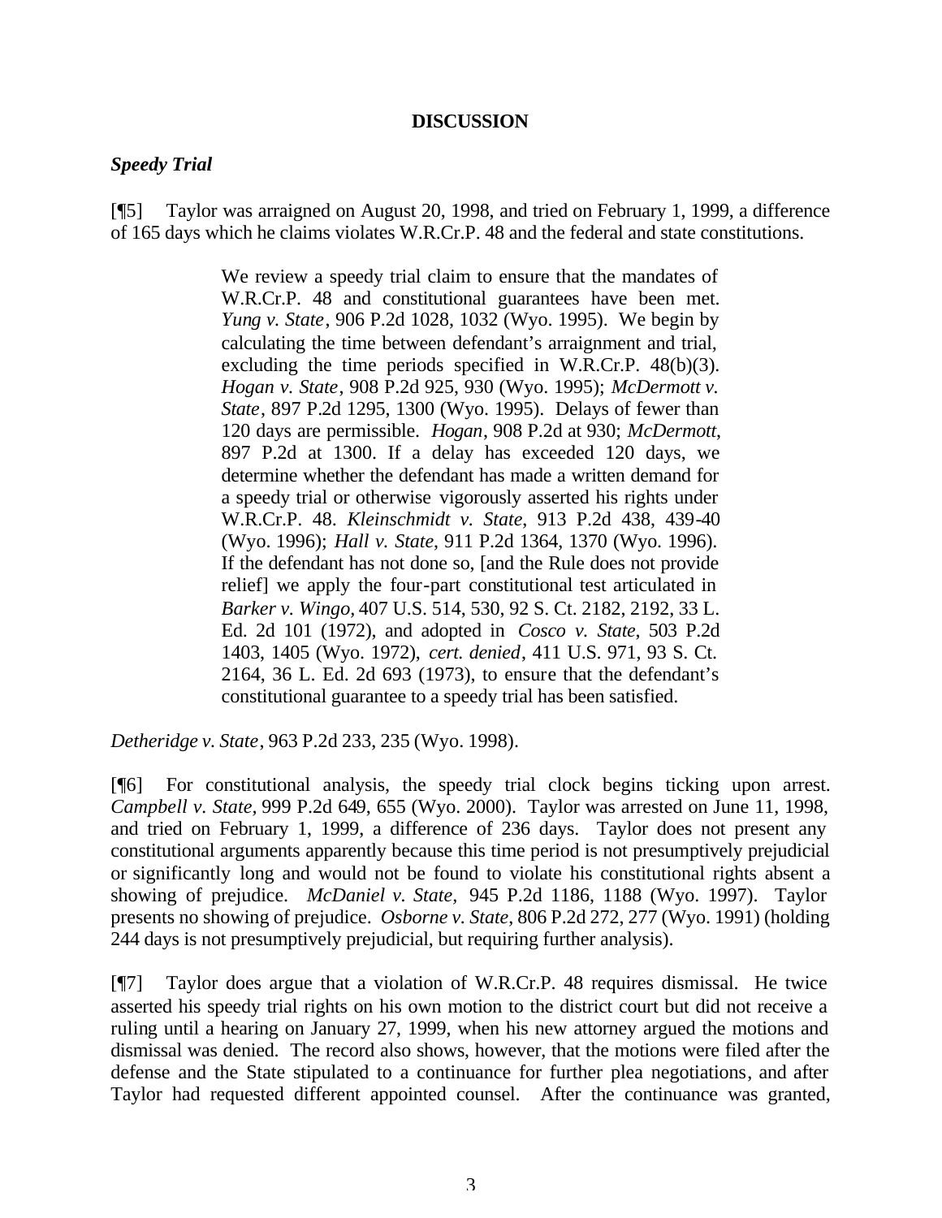## DISCUSSION

### *Speedy Trial*

[¶5] Taylor was arraigned on August 20, 1998, and tried on February 1, 1999, a difference of 165 days which he claims violates W.R.Cr.P. 48 and the federal and state constitutions.

> We review a speedy trial claim to ensure that the mandates of W.R.Cr.P. 48 and constitutional guarantees have been met. *Yung v. State*, 906 P.2d 1028, 1032 (Wyo. 1995). We begin by calculating the time between defendant's arraignment and trial, excluding the time periods specified in W.R.Cr.P. 48(b)(3). *Hogan v. State*, 908 P.2d 925, 930 (Wyo. 1995); *McDermott v. State*, 897 P.2d 1295, 1300 (Wyo. 1995). Delays of fewer than 120 days are permissible. *Hogan*, 908 P.2d at 930; *McDermott*, 897 P.2d at 1300. If a delay has exceeded 120 days, we determine whether the defendant has made a written demand for a speedy trial or otherwise vigorously asserted his rights under W.R.Cr.P. 48. *Kleinschmidt v. State*, 913 P.2d 438, 439-40 (Wyo. 1996); *Hall v. State*, 911 P.2d 1364, 1370 (Wyo. 1996). If the defendant has not done so, [and the Rule does not provide relief] we apply the four-part constitutional test articulated in *Barker v. Wingo*, 407 U.S. 514, 530, 92 S. Ct. 2182, 2192, 33 L. Ed. 2d 101 (1972), and adopted in *Cosco v. State*, 503 P.2d 1403, 1405 (Wyo. 1972), *cert. denied*, 411 U.S. 971, 93 S. Ct. 2164, 36 L. Ed. 2d 693 (1973), to ensure that the defendant's constitutional guarantee to a speedy trial has been satisfied.

*Detheridge v. State*, 963 P.2d 233, 235 (Wyo. 1998).

[¶6] For constitutional analysis, the speedy trial clock begins ticking upon arrest. *Campbell v. State*, 999 P.2d 649, 655 (Wyo. 2000). Taylor was arrested on June 11, 1998, and tried on February 1, 1999, a difference of 236 days. Taylor does not present any constitutional arguments apparently because this time period is not presumptively prejudicial or significantly long and would not be found to violate his constitutional rights absent a showing of prejudice. *McDaniel v. State,* 945 P.2d 1186, 1188 (Wyo. 1997). Taylor presents no showing of prejudice. *Osborne v. State*, 806 P.2d 272, 277 (Wyo. 1991) (holding 244 days is not presumptively prejudicial, but requiring further analysis).

[¶7] Taylor does argue that a violation of W.R.Cr.P. 48 requires dismissal. He twice asserted his speedy trial rights on his own motion to the district court but did not receive a ruling until a hearing on January 27, 1999, when his new attorney argued the motions and dismissal was denied. The record also shows, however, that the motions were filed after the defense and the State stipulated to a continuance for further plea negotiations, and after Taylor had requested different appointed counsel. After the continuance was granted,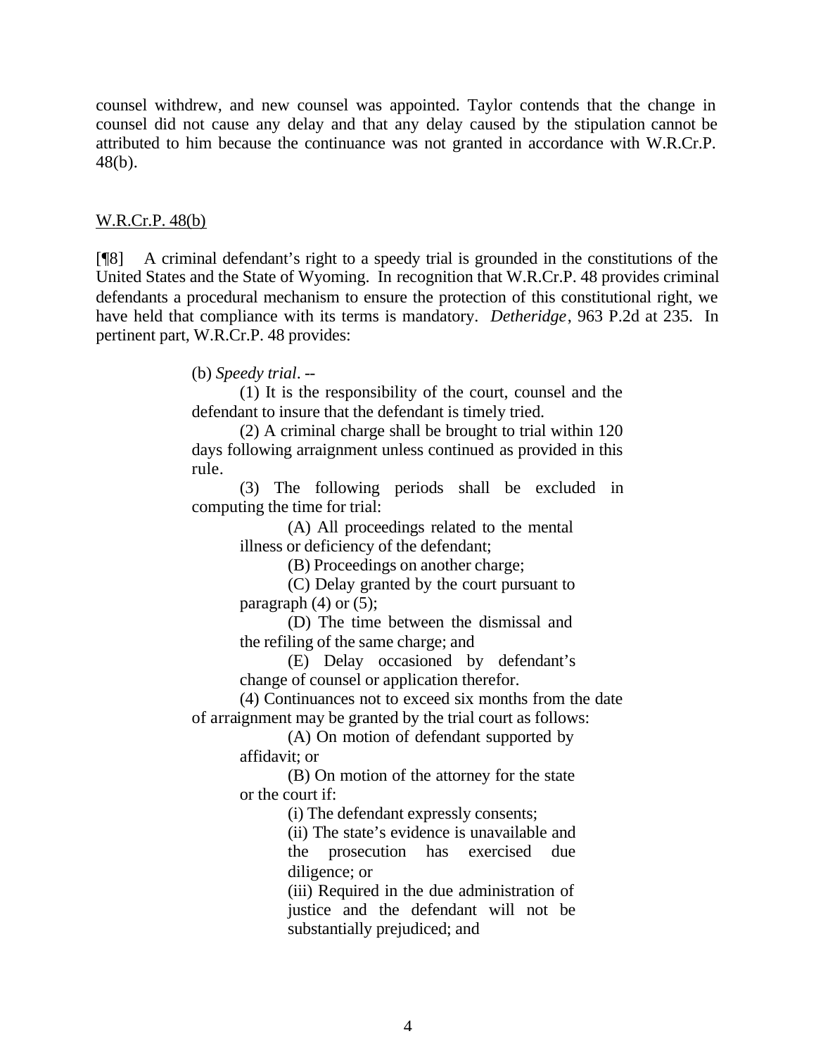counsel withdrew, and new counsel was appointed. Taylor contends that the change in counsel did not cause any delay and that any delay caused by the stipulation cannot be attributed to him because the continuance was not granted in accordance with W.R.Cr.P. 48(b).

W.R.Cr.P. 48(b)

[¶8] A criminal defendant's right to a speedy trial is grounded in the constitutions of the United States and the State of Wyoming. In recognition that W.R.Cr.P. 48 provides criminal defendants a procedural mechanism to ensure the protection of this constitutional right, we have held that compliance with its terms is mandatory. *Detheridge*, 963 P.2d at 235. In pertinent part, W.R.Cr.P. 48 provides:

> (b) *Speedy trial*. --
>
> (1) It is the responsibility of the court, counsel and the defendant to insure that the defendant is timely tried.
>
> (2) A criminal charge shall be brought to trial within 120 days following arraignment unless continued as provided in this rule.
>
> (3) The following periods shall be excluded in computing the time for trial:
>
> > (A) All proceedings related to the mental illness or deficiency of the defendant;
> >
> > (B) Proceedings on another charge;
> >
> > (C) Delay granted by the court pursuant to paragraph (4) or (5);
> >
> > (D) The time between the dismissal and the refiling of the same charge; and
> >
> > (E) Delay occasioned by defendant's change of counsel or application therefor.
>
> (4) Continuances not to exceed six months from the date of arraignment may be granted by the trial court as follows:
>
> > (A) On motion of defendant supported by affidavit; or
> >
> > (B) On motion of the attorney for the state or the court if:
> >
> > > (i) The defendant expressly consents;
> > >
> > > (ii) The state's evidence is unavailable and the prosecution has exercised due diligence; or
> > >
> > > (iii) Required in the due administration of justice and the defendant will not be substantially prejudiced; and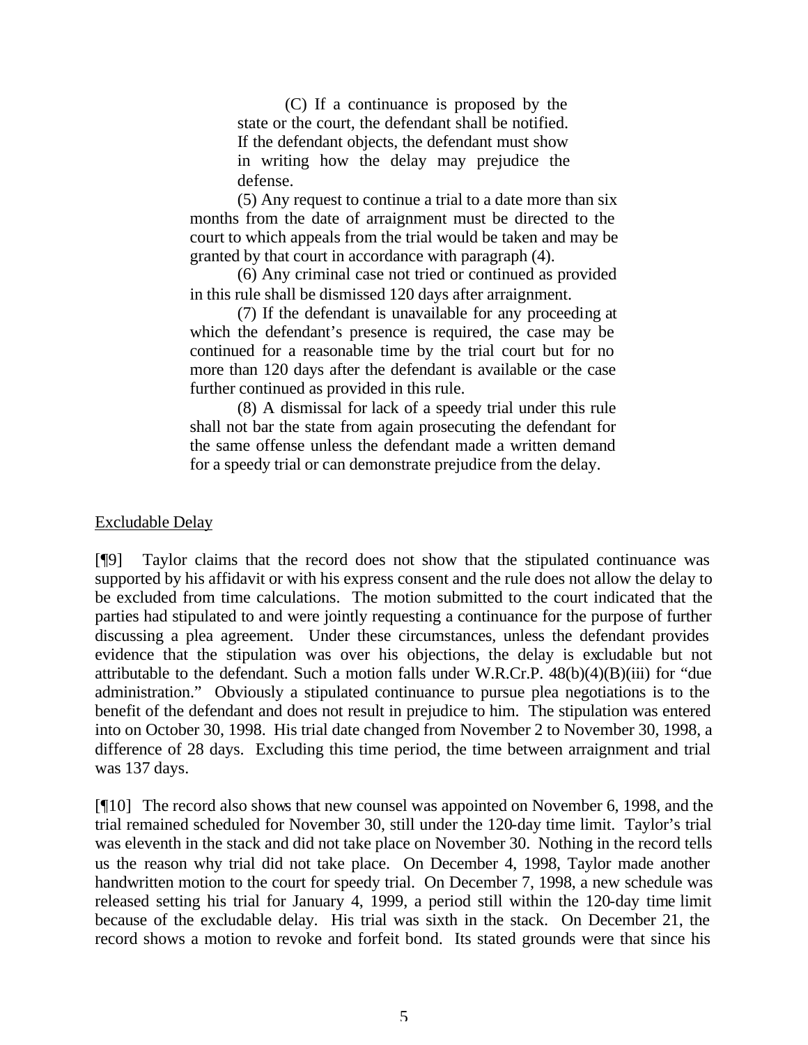(C) If a continuance is proposed by the state or the court, the defendant shall be notified. If the defendant objects, the defendant must show in writing how the delay may prejudice the defense.

(5) Any request to continue a trial to a date more than six months from the date of arraignment must be directed to the court to which appeals from the trial would be taken and may be granted by that court in accordance with paragraph (4).

(6) Any criminal case not tried or continued as provided in this rule shall be dismissed 120 days after arraignment.

(7) If the defendant is unavailable for any proceeding at which the defendant's presence is required, the case may be continued for a reasonable time by the trial court but for no more than 120 days after the defendant is available or the case further continued as provided in this rule.

(8) A dismissal for lack of a speedy trial under this rule shall not bar the state from again prosecuting the defendant for the same offense unless the defendant made a written demand for a speedy trial or can demonstrate prejudice from the delay.

Excludable Delay

[¶9] Taylor claims that the record does not show that the stipulated continuance was supported by his affidavit or with his express consent and the rule does not allow the delay to be excluded from time calculations. The motion submitted to the court indicated that the parties had stipulated to and were jointly requesting a continuance for the purpose of further discussing a plea agreement. Under these circumstances, unless the defendant provides evidence that the stipulation was over his objections, the delay is excludable but not attributable to the defendant. Such a motion falls under W.R.Cr.P. 48(b)(4)(B)(iii) for "due administration." Obviously a stipulated continuance to pursue plea negotiations is to the benefit of the defendant and does not result in prejudice to him. The stipulation was entered into on October 30, 1998. His trial date changed from November 2 to November 30, 1998, a difference of 28 days. Excluding this time period, the time between arraignment and trial was 137 days.

[¶10] The record also shows that new counsel was appointed on November 6, 1998, and the trial remained scheduled for November 30, still under the 120-day time limit. Taylor's trial was eleventh in the stack and did not take place on November 30. Nothing in the record tells us the reason why trial did not take place. On December 4, 1998, Taylor made another handwritten motion to the court for speedy trial. On December 7, 1998, a new schedule was released setting his trial for January 4, 1999, a period still within the 120-day time limit because of the excludable delay. His trial was sixth in the stack. On December 21, the record shows a motion to revoke and forfeit bond. Its stated grounds were that since his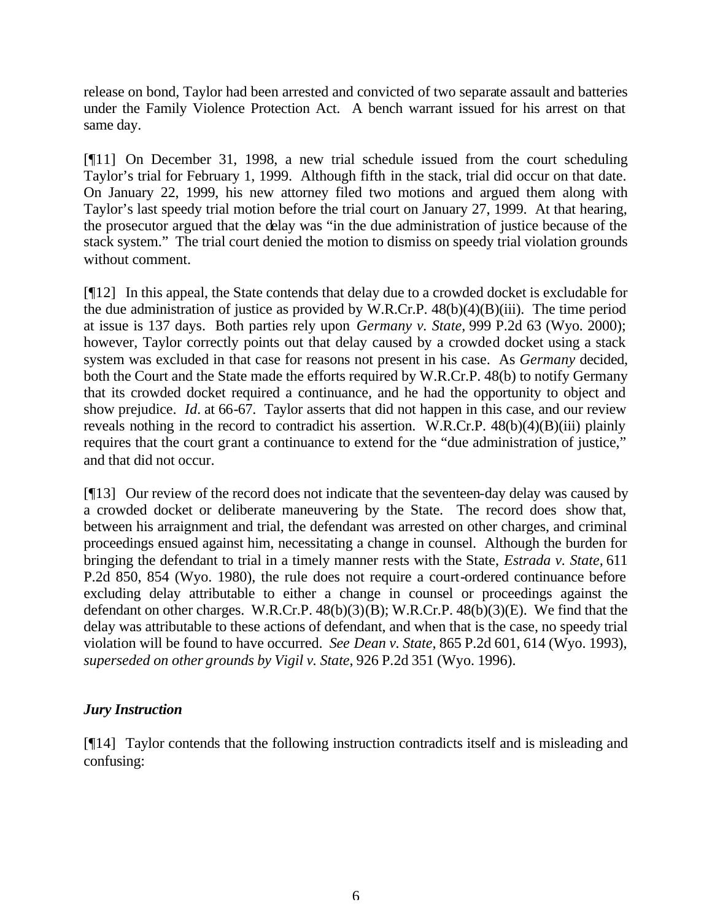release on bond, Taylor had been arrested and convicted of two separate assault and batteries under the Family Violence Protection Act. A bench warrant issued for his arrest on that same day.

[¶11] On December 31, 1998, a new trial schedule issued from the court scheduling Taylor's trial for February 1, 1999. Although fifth in the stack, trial did occur on that date. On January 22, 1999, his new attorney filed two motions and argued them along with Taylor's last speedy trial motion before the trial court on January 27, 1999. At that hearing, the prosecutor argued that the delay was "in the due administration of justice because of the stack system." The trial court denied the motion to dismiss on speedy trial violation grounds without comment.

[¶12] In this appeal, the State contends that delay due to a crowded docket is excludable for the due administration of justice as provided by W.R.Cr.P. 48(b)(4)(B)(iii). The time period at issue is 137 days. Both parties rely upon *Germany v. State,* 999 P.2d 63 (Wyo. 2000); however, Taylor correctly points out that delay caused by a crowded docket using a stack system was excluded in that case for reasons not present in his case. As *Germany* decided, both the Court and the State made the efforts required by W.R.Cr.P. 48(b) to notify Germany that its crowded docket required a continuance, and he had the opportunity to object and show prejudice. *Id.* at 66-67. Taylor asserts that did not happen in this case, and our review reveals nothing in the record to contradict his assertion. W.R.Cr.P. 48(b)(4)(B)(iii) plainly requires that the court grant a continuance to extend for the "due administration of justice," and that did not occur.

[¶13] Our review of the record does not indicate that the seventeen-day delay was caused by a crowded docket or deliberate maneuvering by the State. The record does show that, between his arraignment and trial, the defendant was arrested on other charges, and criminal proceedings ensued against him, necessitating a change in counsel. Although the burden for bringing the defendant to trial in a timely manner rests with the State, *Estrada v. State,* 611 P.2d 850, 854 (Wyo. 1980), the rule does not require a court-ordered continuance before excluding delay attributable to either a change in counsel or proceedings against the defendant on other charges. W.R.Cr.P. 48(b)(3)(B); W.R.Cr.P. 48(b)(3)(E). We find that the delay was attributable to these actions of defendant, and when that is the case, no speedy trial violation will be found to have occurred. *See Dean v. State,* 865 P.2d 601, 614 (Wyo. 1993), *superseded on other grounds by Vigil v. State*, 926 P.2d 351 (Wyo. 1996).

### *Jury Instruction*

[¶14] Taylor contends that the following instruction contradicts itself and is misleading and confusing: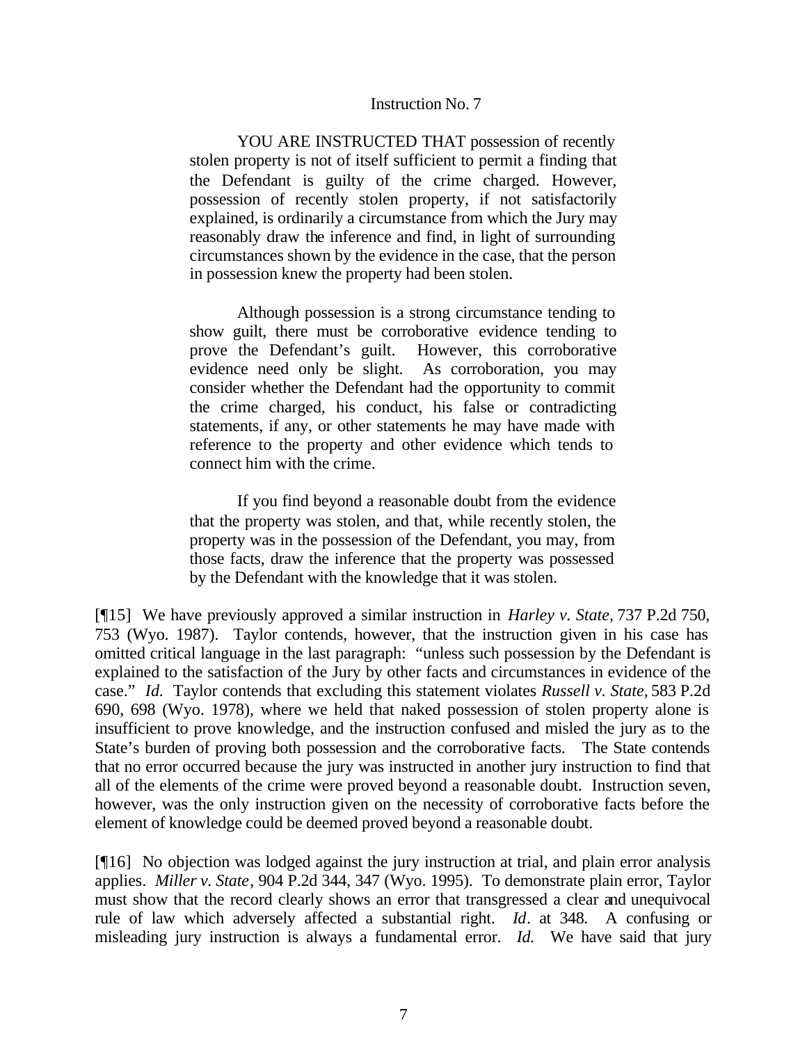Instruction No. 7

> YOU ARE INSTRUCTED THAT possession of recently stolen property is not of itself sufficient to permit a finding that the Defendant is guilty of the crime charged. However, possession of recently stolen property, if not satisfactorily explained, is ordinarily a circumstance from which the Jury may reasonably draw the inference and find, in light of surrounding circumstances shown by the evidence in the case, that the person in possession knew the property had been stolen.
>
> Although possession is a strong circumstance tending to show guilt, there must be corroborative evidence tending to prove the Defendant's guilt. However, this corroborative evidence need only be slight. As corroboration, you may consider whether the Defendant had the opportunity to commit the crime charged, his conduct, his false or contradicting statements, if any, or other statements he may have made with reference to the property and other evidence which tends to connect him with the crime.
>
> If you find beyond a reasonable doubt from the evidence that the property was stolen, and that, while recently stolen, the property was in the possession of the Defendant, you may, from those facts, draw the inference that the property was possessed by the Defendant with the knowledge that it was stolen.

[¶15] We have previously approved a similar instruction in *Harley v. State*, 737 P.2d 750, 753 (Wyo. 1987). Taylor contends, however, that the instruction given in his case has omitted critical language in the last paragraph: "unless such possession by the Defendant is explained to the satisfaction of the Jury by other facts and circumstances in evidence of the case." *Id.* Taylor contends that excluding this statement violates *Russell v. State*, 583 P.2d 690, 698 (Wyo. 1978), where we held that naked possession of stolen property alone is insufficient to prove knowledge, and the instruction confused and misled the jury as to the State's burden of proving both possession and the corroborative facts. The State contends that no error occurred because the jury was instructed in another jury instruction to find that all of the elements of the crime were proved beyond a reasonable doubt. Instruction seven, however, was the only instruction given on the necessity of corroborative facts before the element of knowledge could be deemed proved beyond a reasonable doubt.

[¶16] No objection was lodged against the jury instruction at trial, and plain error analysis applies. *Miller v. State*, 904 P.2d 344, 347 (Wyo. 1995). To demonstrate plain error, Taylor must show that the record clearly shows an error that transgressed a clear and unequivocal rule of law which adversely affected a substantial right. *Id*. at 348. A confusing or misleading jury instruction is always a fundamental error. *Id.* We have said that jury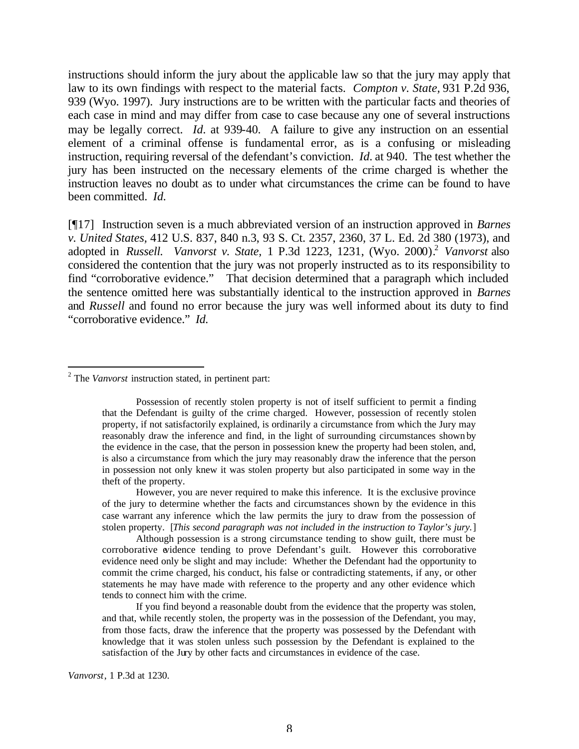instructions should inform the jury about the applicable law so that the jury may apply that law to its own findings with respect to the material facts. *Compton v. State*, 931 P.2d 936, 939 (Wyo. 1997). Jury instructions are to be written with the particular facts and theories of each case in mind and may differ from case to case because any one of several instructions may be legally correct. *Id.* at 939-40. A failure to give any instruction on an essential element of a criminal offense is fundamental error, as is a confusing or misleading instruction, requiring reversal of the defendant's conviction. *Id.* at 940. The test whether the jury has been instructed on the necessary elements of the crime charged is whether the instruction leaves no doubt as to under what circumstances the crime can be found to have been committed. *Id.*

[¶17] Instruction seven is a much abbreviated version of an instruction approved in *Barnes v. United States*, 412 U.S. 837, 840 n.3, 93 S. Ct. 2357, 2360, 37 L. Ed. 2d 380 (1973), and adopted in *Russell*. *Vanvorst v. State*, 1 P.3d 1223, 1231, (Wyo. 2000).[2] *Vanvorst* also considered the contention that the jury was not properly instructed as to its responsibility to find "corroborative evidence." That decision determined that a paragraph which included the sentence omitted here was substantially identical to the instruction approved in *Barnes* and *Russell* and found no error because the jury was well informed about its duty to find "corroborative evidence." *Id.*

---

[2] The *Vanvorst* instruction stated, in pertinent part:

> Possession of recently stolen property is not of itself sufficient to permit a finding that the Defendant is guilty of the crime charged. However, possession of recently stolen property, if not satisfactorily explained, is ordinarily a circumstance from which the Jury may reasonably draw the inference and find, in the light of surrounding circumstances shown by the evidence in the case, that the person in possession knew the property had been stolen, and, is also a circumstance from which the jury may reasonably draw the inference that the person in possession not only knew it was stolen property but also participated in some way in the theft of the property.
>
> However, you are never required to make this inference. It is the exclusive province of the jury to determine whether the facts and circumstances shown by the evidence in this case warrant any inference which the law permits the jury to draw from the possession of stolen property. [*This second paragraph was not included in the instruction to Taylor's jury.*]
>
> Although possession is a strong circumstance tending to show guilt, there must be corroborative evidence tending to prove Defendant's guilt. However this corroborative evidence need only be slight and may include: Whether the Defendant had the opportunity to commit the crime charged, his conduct, his false or contradicting statements, if any, or other statements he may have made with reference to the property and any other evidence which tends to connect him with the crime.
>
> If you find beyond a reasonable doubt from the evidence that the property was stolen, and that, while recently stolen, the property was in the possession of the Defendant, you may, from those facts, draw the inference that the property was possessed by the Defendant with knowledge that it was stolen unless such possession by the Defendant is explained to the satisfaction of the Jury by other facts and circumstances in evidence of the case.

*Vanvorst*, 1 P.3d at 1230.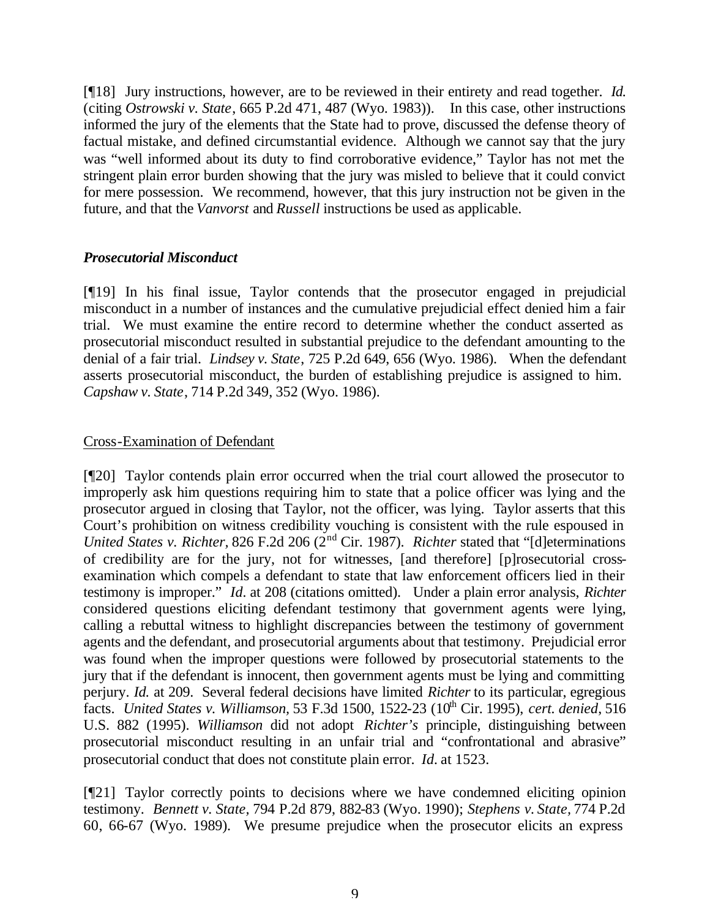[¶18] Jury instructions, however, are to be reviewed in their entirety and read together. *Id.* (citing *Ostrowski v. State*, 665 P.2d 471, 487 (Wyo. 1983)). In this case, other instructions informed the jury of the elements that the State had to prove, discussed the defense theory of factual mistake, and defined circumstantial evidence. Although we cannot say that the jury was "well informed about its duty to find corroborative evidence," Taylor has not met the stringent plain error burden showing that the jury was misled to believe that it could convict for mere possession. We recommend, however, that this jury instruction not be given in the future, and that the *Vanvorst* and *Russell* instructions be used as applicable.

### *Prosecutorial Misconduct*

[¶19] In his final issue, Taylor contends that the prosecutor engaged in prejudicial misconduct in a number of instances and the cumulative prejudicial effect denied him a fair trial. We must examine the entire record to determine whether the conduct asserted as prosecutorial misconduct resulted in substantial prejudice to the defendant amounting to the denial of a fair trial. *Lindsey v. State*, 725 P.2d 649, 656 (Wyo. 1986). When the defendant asserts prosecutorial misconduct, the burden of establishing prejudice is assigned to him. *Capshaw v. State*, 714 P.2d 349, 352 (Wyo. 1986).

#### Cross-Examination of Defendant

[¶20] Taylor contends plain error occurred when the trial court allowed the prosecutor to improperly ask him questions requiring him to state that a police officer was lying and the prosecutor argued in closing that Taylor, not the officer, was lying. Taylor asserts that this Court's prohibition on witness credibility vouching is consistent with the rule espoused in *United States v. Richter*, 826 F.2d 206 (2nd Cir. 1987). *Richter* stated that "[d]eterminations of credibility are for the jury, not for witnesses, [and therefore] [p]rosecutorial cross-examination which compels a defendant to state that law enforcement officers lied in their testimony is improper." *Id*. at 208 (citations omitted). Under a plain error analysis, *Richter* considered questions eliciting defendant testimony that government agents were lying, calling a rebuttal witness to highlight discrepancies between the testimony of government agents and the defendant, and prosecutorial arguments about that testimony. Prejudicial error was found when the improper questions were followed by prosecutorial statements to the jury that if the defendant is innocent, then government agents must be lying and committing perjury. *Id.* at 209. Several federal decisions have limited *Richter* to its particular, egregious facts. *United States v. Williamson*, 53 F.3d 1500, 1522-23 (10th Cir. 1995), *cert. denied*, 516 U.S. 882 (1995). *Williamson* did not adopt *Richter's* principle, distinguishing between prosecutorial misconduct resulting in an unfair trial and "confrontational and abrasive" prosecutorial conduct that does not constitute plain error. *Id*. at 1523.

[¶21] Taylor correctly points to decisions where we have condemned eliciting opinion testimony. *Bennett v. State*, 794 P.2d 879, 882-83 (Wyo. 1990); *Stephens v. State*, 774 P.2d 60, 66-67 (Wyo. 1989). We presume prejudice when the prosecutor elicits an express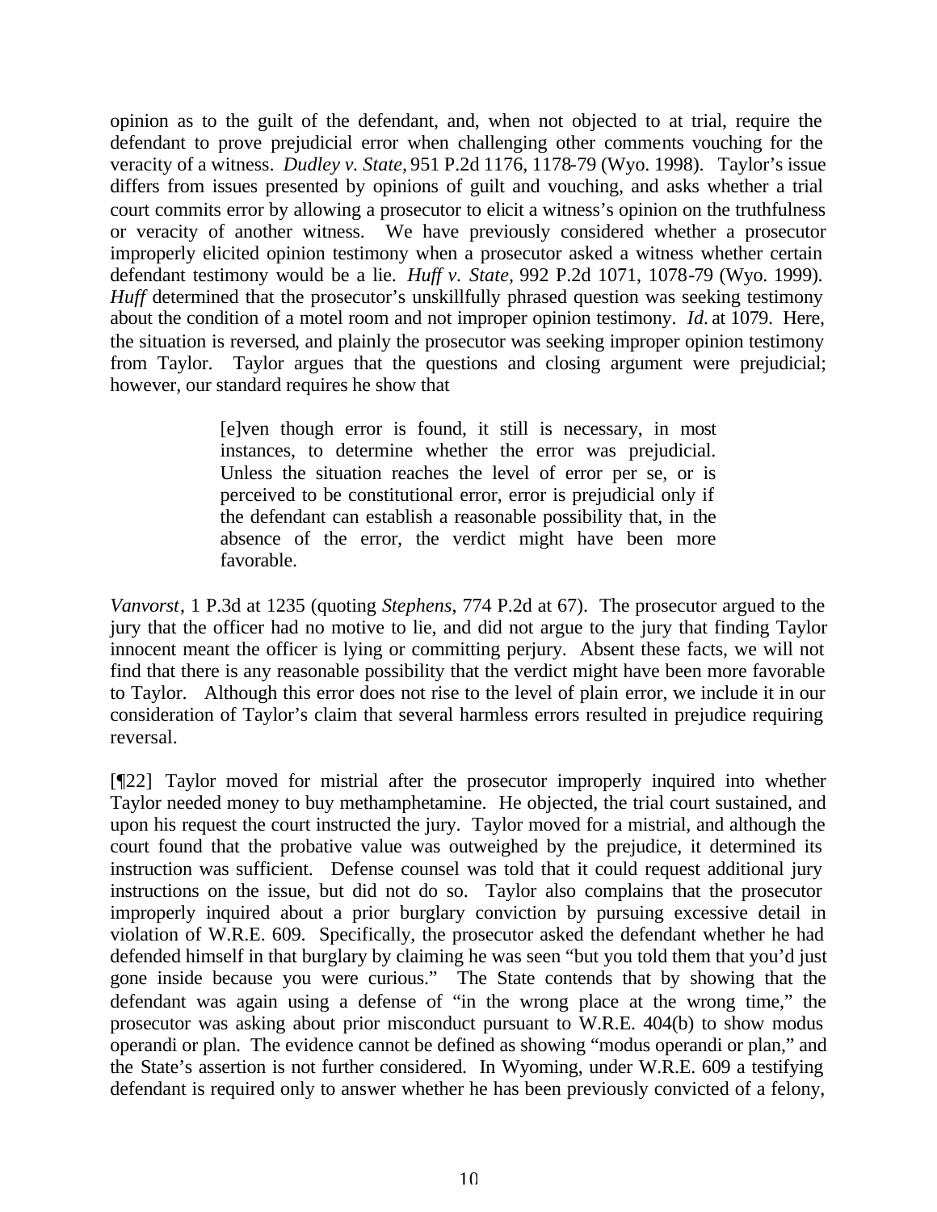opinion as to the guilt of the defendant, and, when not objected to at trial, require the defendant to prove prejudicial error when challenging other comments vouching for the veracity of a witness. *Dudley v. State*, 951 P.2d 1176, 1178-79 (Wyo. 1998). Taylor's issue differs from issues presented by opinions of guilt and vouching, and asks whether a trial court commits error by allowing a prosecutor to elicit a witness's opinion on the truthfulness or veracity of another witness. We have previously considered whether a prosecutor improperly elicited opinion testimony when a prosecutor asked a witness whether certain defendant testimony would be a lie. *Huff v. State*, 992 P.2d 1071, 1078-79 (Wyo. 1999). *Huff* determined that the prosecutor's unskillfully phrased question was seeking testimony about the condition of a motel room and not improper opinion testimony. *Id.* at 1079. Here, the situation is reversed, and plainly the prosecutor was seeking improper opinion testimony from Taylor. Taylor argues that the questions and closing argument were prejudicial; however, our standard requires he show that

> [e]ven though error is found, it still is necessary, in most instances, to determine whether the error was prejudicial. Unless the situation reaches the level of error per se, or is perceived to be constitutional error, error is prejudicial only if the defendant can establish a reasonable possibility that, in the absence of the error, the verdict might have been more favorable.

*Vanvorst*, 1 P.3d at 1235 (quoting *Stephens*, 774 P.2d at 67). The prosecutor argued to the jury that the officer had no motive to lie, and did not argue to the jury that finding Taylor innocent meant the officer is lying or committing perjury. Absent these facts, we will not find that there is any reasonable possibility that the verdict might have been more favorable to Taylor. Although this error does not rise to the level of plain error, we include it in our consideration of Taylor's claim that several harmless errors resulted in prejudice requiring reversal.

[¶22] Taylor moved for mistrial after the prosecutor improperly inquired into whether Taylor needed money to buy methamphetamine. He objected, the trial court sustained, and upon his request the court instructed the jury. Taylor moved for a mistrial, and although the court found that the probative value was outweighed by the prejudice, it determined its instruction was sufficient. Defense counsel was told that it could request additional jury instructions on the issue, but did not do so. Taylor also complains that the prosecutor improperly inquired about a prior burglary conviction by pursuing excessive detail in violation of W.R.E. 609. Specifically, the prosecutor asked the defendant whether he had defended himself in that burglary by claiming he was seen "but you told them that you'd just gone inside because you were curious." The State contends that by showing that the defendant was again using a defense of "in the wrong place at the wrong time," the prosecutor was asking about prior misconduct pursuant to W.R.E. 404(b) to show modus operandi or plan. The evidence cannot be defined as showing "modus operandi or plan," and the State's assertion is not further considered. In Wyoming, under W.R.E. 609 a testifying defendant is required only to answer whether he has been previously convicted of a felony,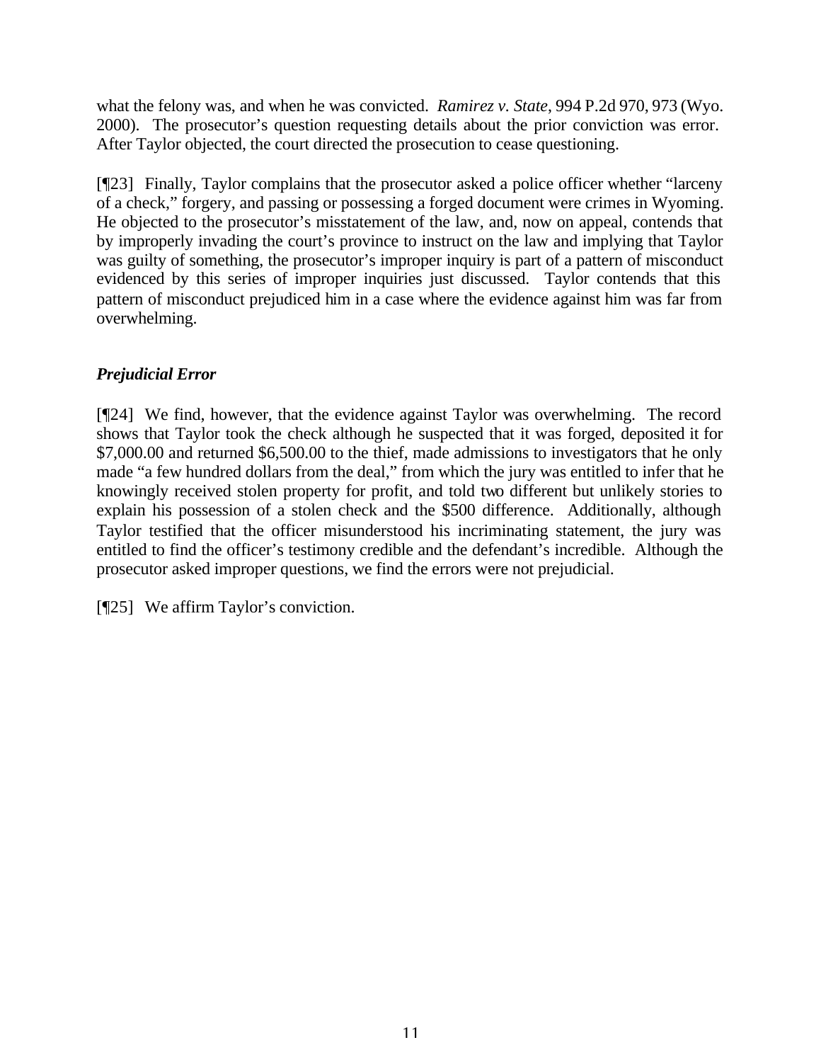what the felony was, and when he was convicted. *Ramirez v. State*, 994 P.2d 970, 973 (Wyo. 2000). The prosecutor's question requesting details about the prior conviction was error. After Taylor objected, the court directed the prosecution to cease questioning.

[¶23] Finally, Taylor complains that the prosecutor asked a police officer whether "larceny of a check," forgery, and passing or possessing a forged document were crimes in Wyoming. He objected to the prosecutor's misstatement of the law, and, now on appeal, contends that by improperly invading the court's province to instruct on the law and implying that Taylor was guilty of something, the prosecutor's improper inquiry is part of a pattern of misconduct evidenced by this series of improper inquiries just discussed. Taylor contends that this pattern of misconduct prejudiced him in a case where the evidence against him was far from overwhelming.

***Prejudicial Error***

[¶24] We find, however, that the evidence against Taylor was overwhelming. The record shows that Taylor took the check although he suspected that it was forged, deposited it for $7,000.00 and returned $6,500.00 to the thief, made admissions to investigators that he only made "a few hundred dollars from the deal," from which the jury was entitled to infer that he knowingly received stolen property for profit, and told two different but unlikely stories to explain his possession of a stolen check and the $500 difference. Additionally, although Taylor testified that the officer misunderstood his incriminating statement, the jury was entitled to find the officer's testimony credible and the defendant's incredible. Although the prosecutor asked improper questions, we find the errors were not prejudicial.

[¶25] We affirm Taylor's conviction.